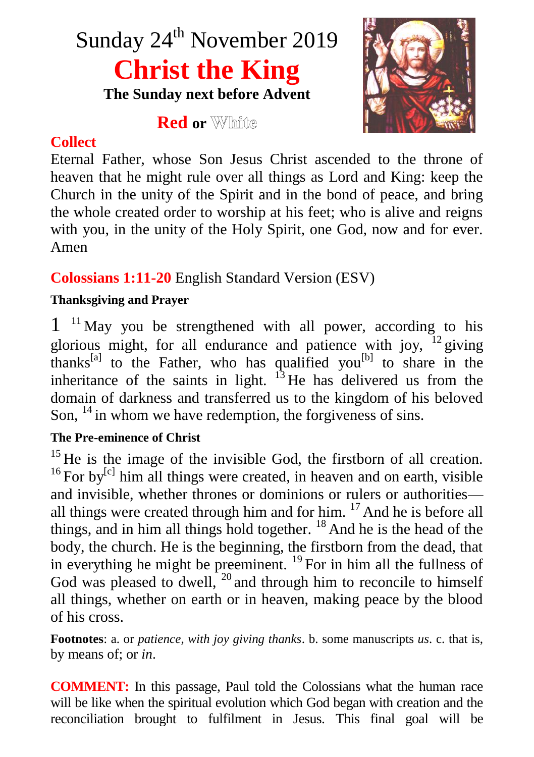# Sunday 24th November 2019

# Christ the King

**The Sunday next before Advent**

**Red or White**

## Collect

Eternal Father, whose Son Jesus Christ ascended to the throne of heaven that he might rule over all things as Lord and King: keep the Church in the unity of the Spirit and in the bond of peace, and bring the whole created order to worship at his feet; who is alive and reigns with you, in the unity of the Holy Spirit, one God, now and for ever. Amen

## Colossians 1:11-20 English Standard Version (ESV)

**Thanksgiving and Prayer**

1 [11] May you be strengthened with all power, according to his glorious might, for all endurance and patience with joy, [12] giving thanks[a] to the Father, who has qualified you[b] to share in the inheritance of the saints in light. [13] He has delivered us from the domain of darkness and transferred us to the kingdom of his beloved Son, [14] in whom we have redemption, the forgiveness of sins.

**The Pre-eminence of Christ**

[15] He is the image of the invisible God, the firstborn of all creation. [16] For by[c] him all things were created, in heaven and on earth, visible and invisible, whether thrones or dominions or rulers or authorities—all things were created through him and for him. [17] And he is before all things, and in him all things hold together. [18] And he is the head of the body, the church. He is the beginning, the firstborn from the dead, that in everything he might be preeminent. [19] For in him all the fullness of God was pleased to dwell, [20] and through him to reconcile to himself all things, whether on earth or in heaven, making peace by the blood of his cross.

**Footnotes**: a. or *patience, with joy giving thanks*. b. some manuscripts *us*. c. that is, by means of; or *in*.

**COMMENT:** In this passage, Paul told the Colossians what the human race will be like when the spiritual evolution which God began with creation and the reconciliation brought to fulfilment in Jesus. This final goal will be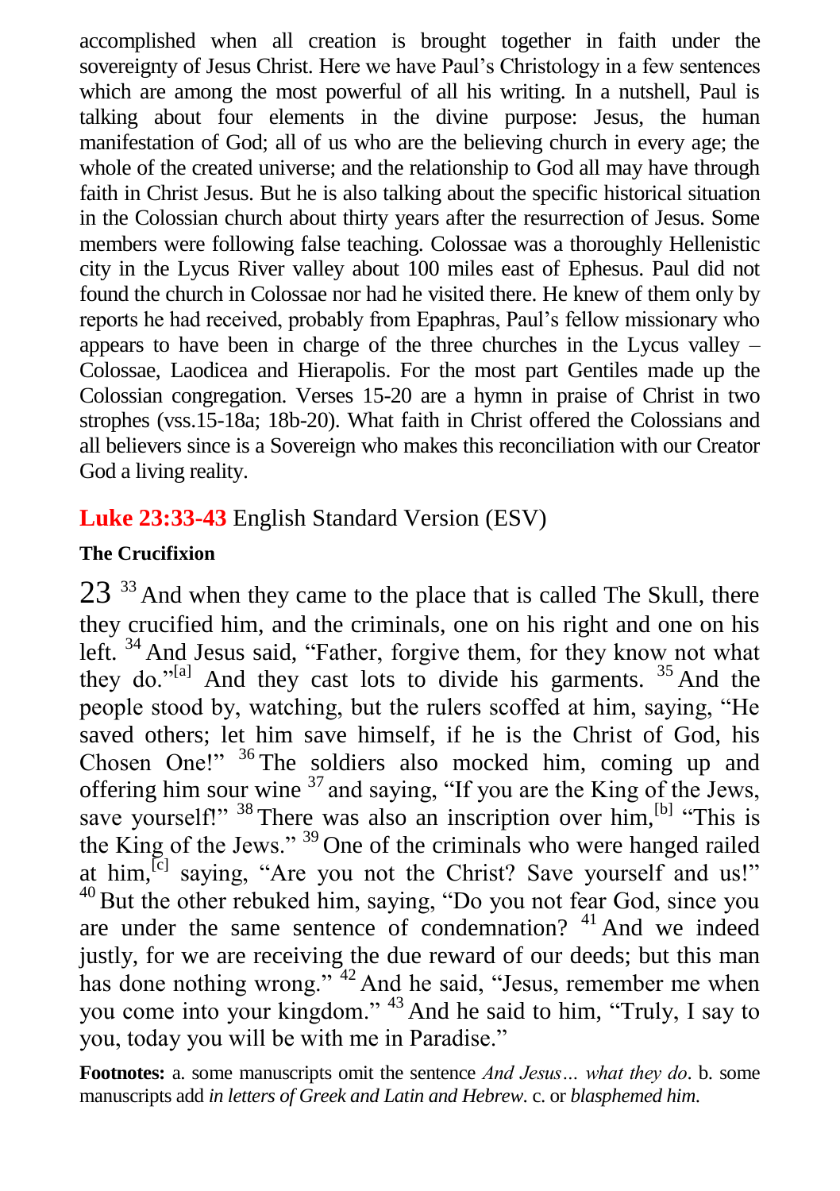accomplished when all creation is brought together in faith under the sovereignty of Jesus Christ. Here we have Paul's Christology in a few sentences which are among the most powerful of all his writing. In a nutshell, Paul is talking about four elements in the divine purpose: Jesus, the human manifestation of God; all of us who are the believing church in every age; the whole of the created universe; and the relationship to God all may have through faith in Christ Jesus. But he is also talking about the specific historical situation in the Colossian church about thirty years after the resurrection of Jesus. Some members were following false teaching. Colossae was a thoroughly Hellenistic city in the Lycus River valley about 100 miles east of Ephesus. Paul did not found the church in Colossae nor had he visited there. He knew of them only by reports he had received, probably from Epaphras, Paul's fellow missionary who appears to have been in charge of the three churches in the Lycus valley – Colossae, Laodicea and Hierapolis. For the most part Gentiles made up the Colossian congregation. Verses 15-20 are a hymn in praise of Christ in two strophes (vss.15-18a; 18b-20). What faith in Christ offered the Colossians and all believers since is a Sovereign who makes this reconciliation with our Creator God a living reality.

## **Luke 23:33-43** English Standard Version (ESV)

**The Crucifixion**

23 [33] And when they came to the place that is called The Skull, there they crucified him, and the criminals, one on his right and one on his left. [34] And Jesus said, "Father, forgive them, for they know not what they do."[a] And they cast lots to divide his garments. [35] And the people stood by, watching, but the rulers scoffed at him, saying, "He saved others; let him save himself, if he is the Christ of God, his Chosen One!" [36] The soldiers also mocked him, coming up and offering him sour wine [37] and saying, "If you are the King of the Jews, save yourself!" [38] There was also an inscription over him,[b] "This is the King of the Jews." [39] One of the criminals who were hanged railed at him,[c] saying, "Are you not the Christ? Save yourself and us!" [40] But the other rebuked him, saying, "Do you not fear God, since you are under the same sentence of condemnation? [41] And we indeed justly, for we are receiving the due reward of our deeds; but this man has done nothing wrong." [42] And he said, "Jesus, remember me when you come into your kingdom." [43] And he said to him, "Truly, I say to you, today you will be with me in Paradise."

**Footnotes:** a. some manuscripts omit the sentence *And Jesus… what they do*. b. some manuscripts add *in letters of Greek and Latin and Hebrew*. c. or *blasphemed him*.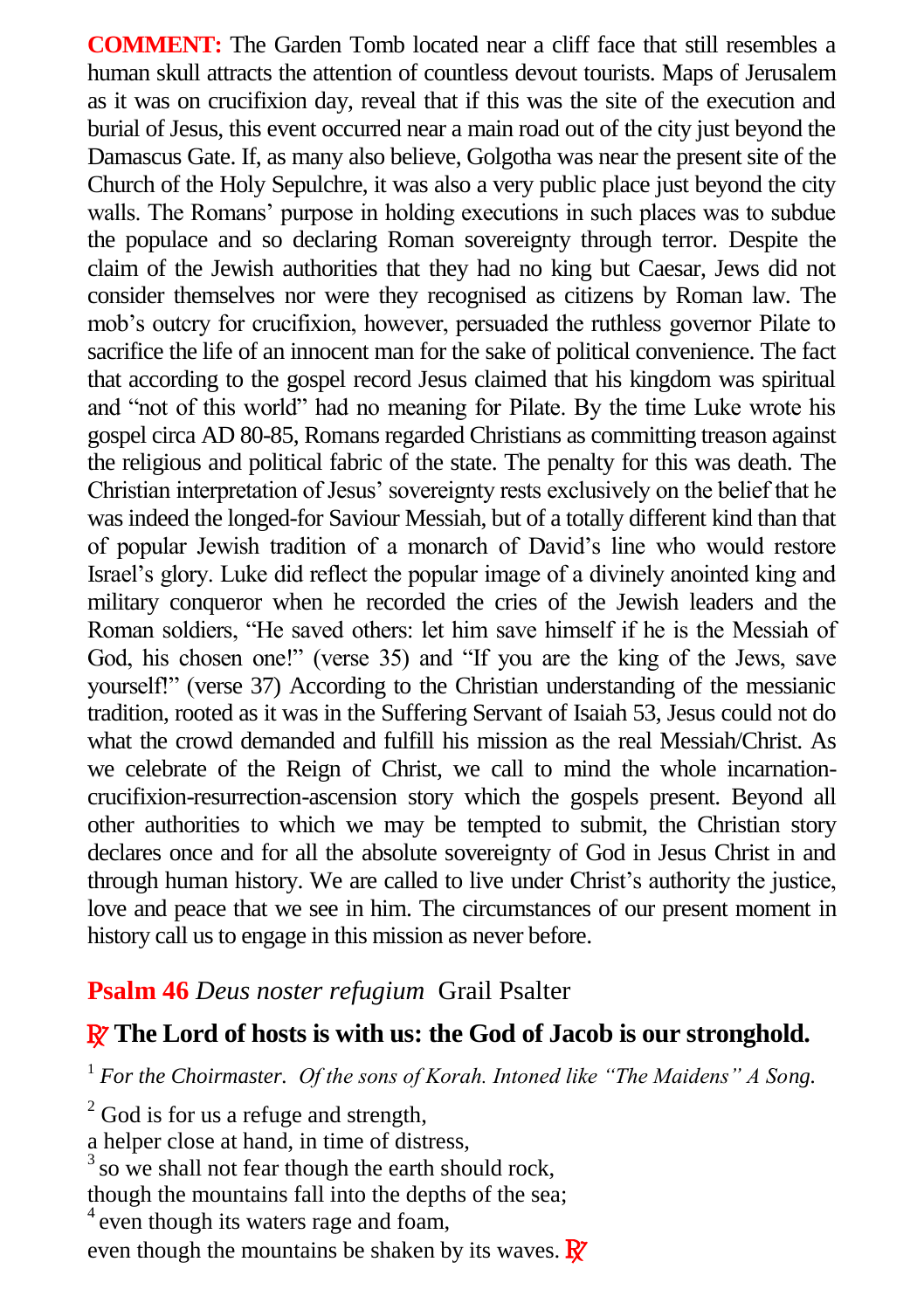**COMMENT:** The Garden Tomb located near a cliff face that still resembles a human skull attracts the attention of countless devout tourists. Maps of Jerusalem as it was on crucifixion day, reveal that if this was the site of the execution and burial of Jesus, this event occurred near a main road out of the city just beyond the Damascus Gate. If, as many also believe, Golgotha was near the present site of the Church of the Holy Sepulchre, it was also a very public place just beyond the city walls. The Romans' purpose in holding executions in such places was to subdue the populace and so declaring Roman sovereignty through terror. Despite the claim of the Jewish authorities that they had no king but Caesar, Jews did not consider themselves nor were they recognised as citizens by Roman law. The mob's outcry for crucifixion, however, persuaded the ruthless governor Pilate to sacrifice the life of an innocent man for the sake of political convenience. The fact that according to the gospel record Jesus claimed that his kingdom was spiritual and "not of this world" had no meaning for Pilate. By the time Luke wrote his gospel circa AD 80-85, Romans regarded Christians as committing treason against the religious and political fabric of the state. The penalty for this was death. The Christian interpretation of Jesus' sovereignty rests exclusively on the belief that he was indeed the longed-for Saviour Messiah, but of a totally different kind than that of popular Jewish tradition of a monarch of David's line who would restore Israel's glory. Luke did reflect the popular image of a divinely anointed king and military conqueror when he recorded the cries of the Jewish leaders and the Roman soldiers, "He saved others: let him save himself if he is the Messiah of God, his chosen one!" (verse 35) and "If you are the king of the Jews, save yourself!" (verse 37) According to the Christian understanding of the messianic tradition, rooted as it was in the Suffering Servant of Isaiah 53, Jesus could not do what the crowd demanded and fulfill his mission as the real Messiah/Christ. As we celebrate of the Reign of Christ, we call to mind the whole incarnation-crucifixion-resurrection-ascension story which the gospels present. Beyond all other authorities to which we may be tempted to submit, the Christian story declares once and for all the absolute sovereignty of God in Jesus Christ in and through human history. We are called to live under Christ's authority the justice, love and peace that we see in him. The circumstances of our present moment in history call us to engage in this mission as never before.

## **Psalm 46** *Deus noster refugium* Grail Psalter

### ℟ The Lord of hosts is with us: the God of Jacob is our stronghold.

[1] *For the Choirmaster. Of the sons of Korah. Intoned like "The Maidens" A Song.*

[2] God is for us a refuge and strength,  
a helper close at hand, in time of distress,  
[3] so we shall not fear though the earth should rock,  
though the mountains fall into the depths of the sea;  
[4] even though its waters rage and foam,  
even though the mountains be shaken by its waves. ℟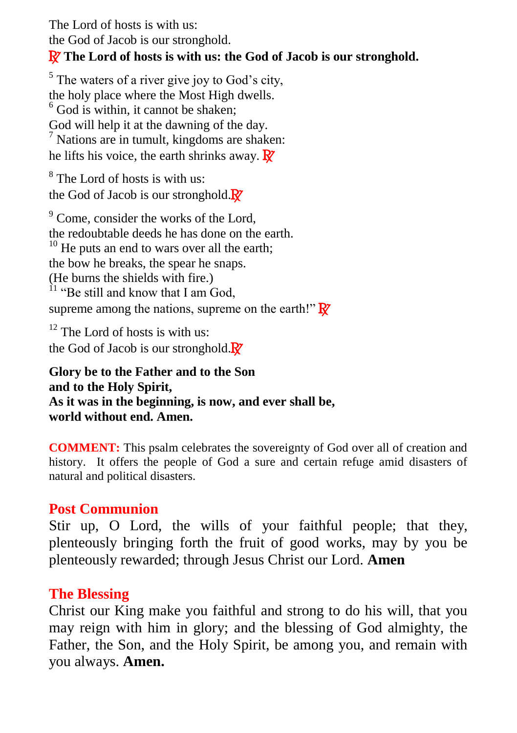The Lord of hosts is with us:
the God of Jacob is our stronghold.
℟ **The Lord of hosts is with us: the God of Jacob is our stronghold.**

[5] The waters of a river give joy to God's city,
the holy place where the Most High dwells.
[6] God is within, it cannot be shaken;
God will help it at the dawning of the day.
[7] Nations are in tumult, kingdoms are shaken:
he lifts his voice, the earth shrinks away. ℟

[8] The Lord of hosts is with us:
the God of Jacob is our stronghold.℟

[9] Come, consider the works of the Lord,
the redoubtable deeds he has done on the earth.
[10] He puts an end to wars over all the earth;
the bow he breaks, the spear he snaps.
(He burns the shields with fire.)
[11] "Be still and know that I am God,
supreme among the nations, supreme on the earth!" ℟

[12] The Lord of hosts is with us:
the God of Jacob is our stronghold.℟

**Glory be to the Father and to the Son**
**and to the Holy Spirit,**
**As it was in the beginning, is now, and ever shall be,**
**world without end. Amen.**

**COMMENT:** This psalm celebrates the sovereignty of God over all of creation and history. It offers the people of God a sure and certain refuge amid disasters of natural and political disasters.

## Post Communion

Stir up, O Lord, the wills of your faithful people; that they, plenteously bringing forth the fruit of good works, may by you be plenteously rewarded; through Jesus Christ our Lord. **Amen**

## The Blessing

Christ our King make you faithful and strong to do his will, that you may reign with him in glory; and the blessing of God almighty, the Father, the Son, and the Holy Spirit, be among you, and remain with you always. **Amen.**